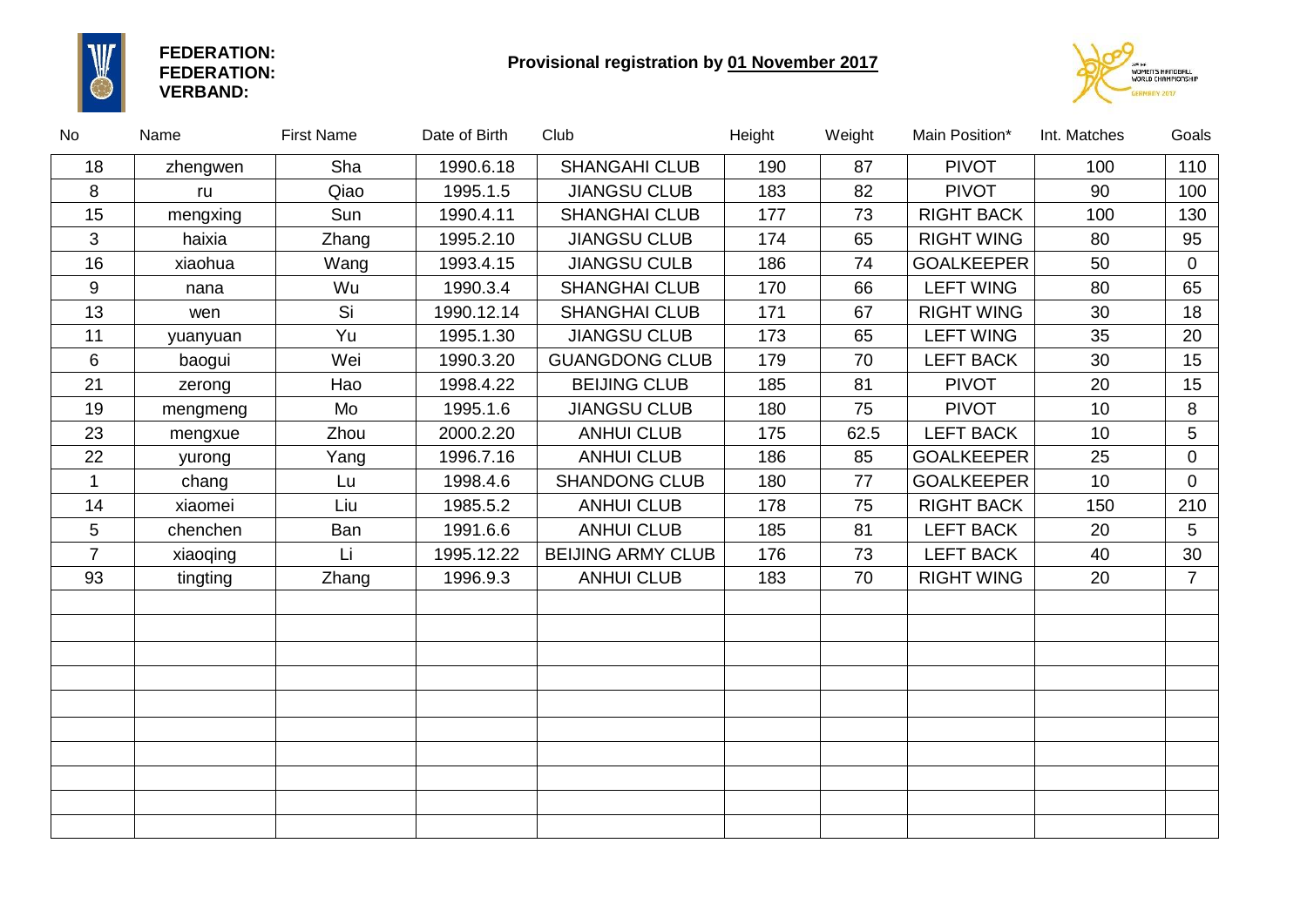**FEDERATION:**
**FEDERATION:**
**VERBAND:**

**Provisional registration by 01 November 2017**

| No | Name | First Name | Date of Birth | Club | Height | Weight | Main Position* | Int. Matches | Goals |
|---|---|---|---|---|---|---|---|---|---|
| 18 | zhengwen | Sha | 1990.6.18 | SHANGAHI CLUB | 190 | 87 | PIVOT | 100 | 110 |
| 8 | ru | Qiao | 1995.1.5 | JIANGSU CLUB | 183 | 82 | PIVOT | 90 | 100 |
| 15 | mengxing | Sun | 1990.4.11 | SHANGHAI CLUB | 177 | 73 | RIGHT BACK | 100 | 130 |
| 3 | haixia | Zhang | 1995.2.10 | JIANGSU CLUB | 174 | 65 | RIGHT WING | 80 | 95 |
| 16 | xiaohua | Wang | 1993.4.15 | JIANGSU CULB | 186 | 74 | GOALKEEPER | 50 | 0 |
| 9 | nana | Wu | 1990.3.4 | SHANGHAI CLUB | 170 | 66 | LEFT WING | 80 | 65 |
| 13 | wen | Si | 1990.12.14 | SHANGHAI CLUB | 171 | 67 | RIGHT WING | 30 | 18 |
| 11 | yuanyuan | Yu | 1995.1.30 | JIANGSU CLUB | 173 | 65 | LEFT WING | 35 | 20 |
| 6 | baogui | Wei | 1990.3.20 | GUANGDONG CLUB | 179 | 70 | LEFT BACK | 30 | 15 |
| 21 | zerong | Hao | 1998.4.22 | BEIJING CLUB | 185 | 81 | PIVOT | 20 | 15 |
| 19 | mengmeng | Mo | 1995.1.6 | JIANGSU CLUB | 180 | 75 | PIVOT | 10 | 8 |
| 23 | mengxue | Zhou | 2000.2.20 | ANHUI CLUB | 175 | 62.5 | LEFT BACK | 10 | 5 |
| 22 | yurong | Yang | 1996.7.16 | ANHUI CLUB | 186 | 85 | GOALKEEPER | 25 | 0 |
| 1 | chang | Lu | 1998.4.6 | SHANDONG CLUB | 180 | 77 | GOALKEEPER | 10 | 0 |
| 14 | xiaomei | Liu | 1985.5.2 | ANHUI CLUB | 178 | 75 | RIGHT BACK | 150 | 210 |
| 5 | chenchen | Ban | 1991.6.6 | ANHUI CLUB | 185 | 81 | LEFT BACK | 20 | 5 |
| 7 | xiaoqing | Li | 1995.12.22 | BEIJING ARMY CLUB | 176 | 73 | LEFT BACK | 40 | 30 |
| 93 | tingting | Zhang | 1996.9.3 | ANHUI CLUB | 183 | 70 | RIGHT WING | 20 | 7 |
| | | | | | | | | | |
| | | | | | | | | | |
| | | | | | | | | | |
| | | | | | | | | | |
| | | | | | | | | | |
| | | | | | | | | | |
| | | | | | | | | | |
| | | | | | | | | | |
| | | | | | | | | | |
| | | | | | | | | | |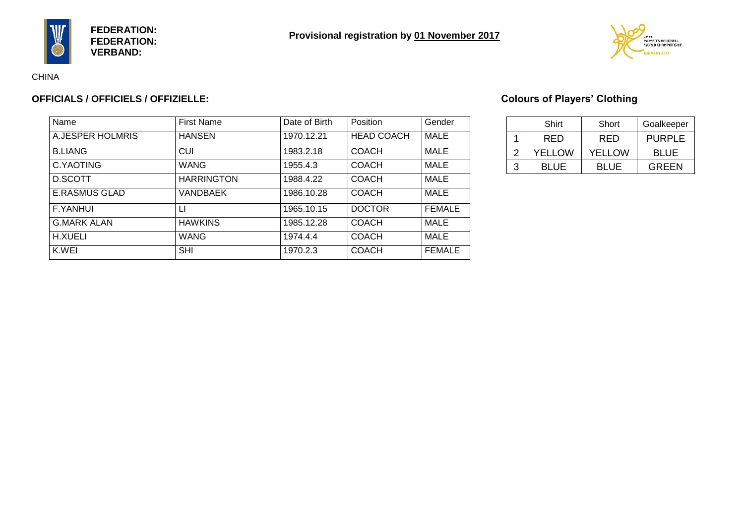**FEDERATION:**
**FEDERATION:**
**VERBAND:**

**Provisional registration by <u>01 November 2017</u>**

CHINA

## OFFICIALS / OFFICIELS / OFFIZIELLE:

| Name | First Name | Date of Birth | Position | Gender |
|---|---|---|---|---|
| A.JESPER HOLMRIS | HANSEN | 1970.12.21 | HEAD COACH | MALE |
| B.LIANG | CUI | 1983.2.18 | COACH | MALE |
| C.YAOTING | WANG | 1955.4.3 | COACH | MALE |
| D.SCOTT | HARRINGTON | 1988.4.22 | COACH | MALE |
| E.RASMUS GLAD | VANDBAEK | 1986.10.28 | COACH | MALE |
| F.YANHUI | LI | 1965.10.15 | DOCTOR | FEMALE |
| G.MARK ALAN | HAWKINS | 1985.12.28 | COACH | MALE |
| H.XUELI | WANG | 1974.4.4 | COACH | MALE |
| K.WEI | SHI | 1970.2.3 | COACH | FEMALE |

## Colours of Players' Clothing

| | Shirt | Short | Goalkeeper |
|---|---|---|---|
| 1 | RED | RED | PURPLE |
| 2 | YELLOW | YELLOW | BLUE |
| 3 | BLUE | BLUE | GREEN |